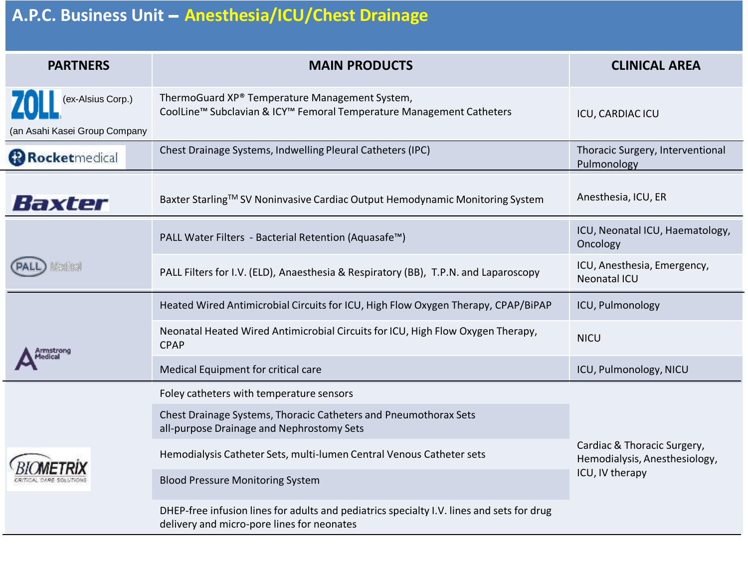# A.P.C. Business Unit – Anesthesia/ICU/Chest Drainage

| PARTNERS | MAIN PRODUCTS | CLINICAL AREA |
|---|---|---|
| ZOLL (ex-Alsius Corp.) (an Asahi Kasei Group Company | ThermoGuard XP® Temperature Management System, CoolLine™ Subclavian & ICY™ Femoral Temperature Management Catheters | ICU, CARDIAC ICU |
| Rocketmedical | Chest Drainage Systems, Indwelling Pleural Catheters (IPC) | Thoracic Surgery, Interventional Pulmonology |
| Baxter | Baxter Starling™ SV Noninvasive Cardiac Output Hemodynamic Monitoring System | Anesthesia, ICU, ER |
| PALL Medical | PALL Water Filters - Bacterial Retention (Aquasafe™) | ICU, Neonatal ICU, Haematology, Oncology |
| | PALL Filters for I.V. (ELD), Anaesthesia & Respiratory (BB), T.P.N. and Laparoscopy | ICU, Anesthesia, Emergency, Neonatal ICU |
| Armstrong Medical | Heated Wired Antimicrobial Circuits for ICU, High Flow Oxygen Therapy, CPAP/BiPAP | ICU, Pulmonology |
| | Neonatal Heated Wired Antimicrobial Circuits for ICU, High Flow Oxygen Therapy, CPAP | NICU |
| | Medical Equipment for critical care | ICU, Pulmonology, NICU |
| BIOMETRIX Critical Care Solutions | Foley catheters with temperature sensors | Cardiac & Thoracic Surgery, Hemodialysis, Anesthesiology, ICU, IV therapy |
| | Chest Drainage Systems, Thoracic Catheters and Pneumothorax Sets all-purpose Drainage and Nephrostomy Sets | |
| | Hemodialysis Catheter Sets, multi-lumen Central Venous Catheter sets | |
| | Blood Pressure Monitoring System | |
| | DHEP-free infusion lines for adults and pediatrics specialty I.V. lines and sets for drug delivery and micro-pore lines for neonates | |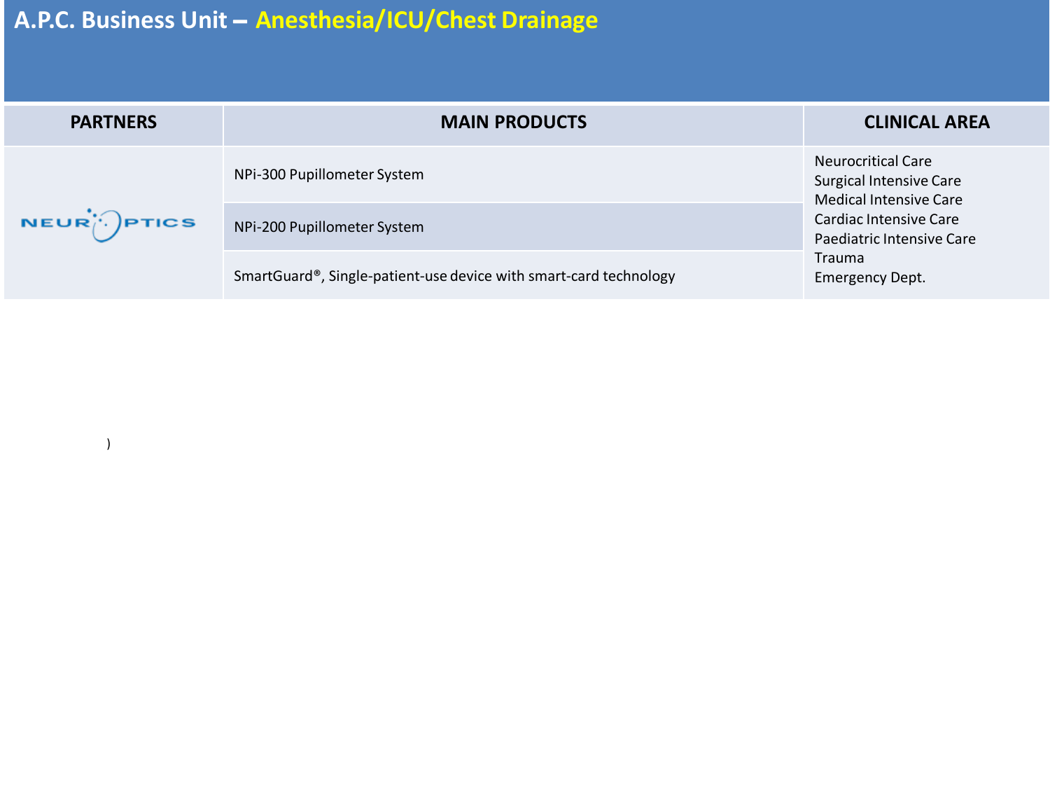# A.P.C. Business Unit – Anesthesia/ICU/Chest Drainage

| PARTNERS | MAIN PRODUCTS | CLINICAL AREA |
| --- | --- | --- |
| NEUROPTICS | NPi-300 Pupillometer System | Neurocritical Care<br>Surgical Intensive Care<br>Medical Intensive Care<br>Cardiac Intensive Care<br>Paediatric Intensive Care<br>Trauma<br>Emergency Dept. |
| | NPi-200 Pupillometer System | |
| | SmartGuard®, Single-patient-use device with smart-card technology | |

)